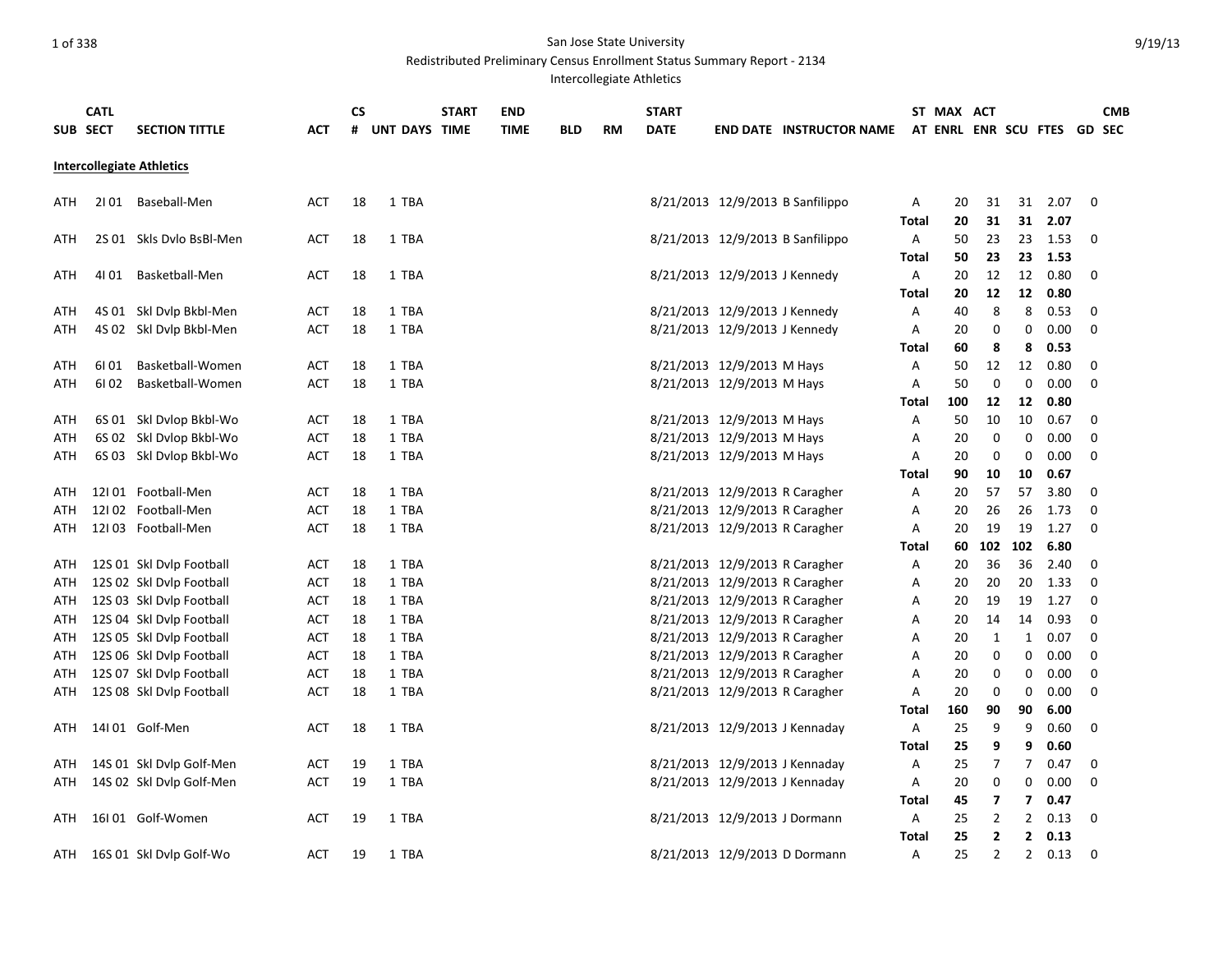San Jose State University

Redistributed Preliminary Census Enrollment Status Summary Report - 2134

Intercollegiate Athletics

| SUB | CATL SECT | SECTION TITTLE | ACT | CS # | UNT | DAYS | START TIME | END TIME | BLD | RM | START DATE | END DATE | INSTRUCTOR NAME | ST AT | MAX ENRL | ACT ENR | SCU | FTES | GD | CMB SEC |
|---|---|---|---|---|---|---|---|---|---|---|---|---|---|---|---|---|---|---|---|---|
| **Intercollegiate Athletics** | | | | | | | | | | | | | | | | | | | | |
| ATH | 2I 01 | Baseball-Men | ACT | 18 | 1 | TBA | | | | | 8/21/2013 | 12/9/2013 | B Sanfilippo | A | 20 | 31 | 31 | 2.07 | 0 | |
| | | | | | | | | | | | | | | **Total** | **20** | **31** | **31** | **2.07** | | |
| ATH | 2S 01 | Skls Dvlo BsBl-Men | ACT | 18 | 1 | TBA | | | | | 8/21/2013 | 12/9/2013 | B Sanfilippo | A | 50 | 23 | 23 | 1.53 | 0 | |
| | | | | | | | | | | | | | | **Total** | **50** | **23** | **23** | **1.53** | | |
| ATH | 4I 01 | Basketball-Men | ACT | 18 | 1 | TBA | | | | | 8/21/2013 | 12/9/2013 | J Kennedy | A | 20 | 12 | 12 | 0.80 | 0 | |
| | | | | | | | | | | | | | | **Total** | **20** | **12** | **12** | **0.80** | | |
| ATH | 4S 01 | Skl Dvlp Bkbl-Men | ACT | 18 | 1 | TBA | | | | | 8/21/2013 | 12/9/2013 | J Kennedy | A | 40 | 8 | 8 | 0.53 | 0 | |
| ATH | 4S 02 | Skl Dvlp Bkbl-Men | ACT | 18 | 1 | TBA | | | | | 8/21/2013 | 12/9/2013 | J Kennedy | A | 20 | 0 | 0 | 0.00 | 0 | |
| | | | | | | | | | | | | | | **Total** | **60** | **8** | **8** | **0.53** | | |
| ATH | 6I 01 | Basketball-Women | ACT | 18 | 1 | TBA | | | | | 8/21/2013 | 12/9/2013 | M Hays | A | 50 | 12 | 12 | 0.80 | 0 | |
| ATH | 6I 02 | Basketball-Women | ACT | 18 | 1 | TBA | | | | | 8/21/2013 | 12/9/2013 | M Hays | A | 50 | 0 | 0 | 0.00 | 0 | |
| | | | | | | | | | | | | | | **Total** | **100** | **12** | **12** | **0.80** | | |
| ATH | 6S 01 | Skl Dvlop Bkbl-Wo | ACT | 18 | 1 | TBA | | | | | 8/21/2013 | 12/9/2013 | M Hays | A | 50 | 10 | 10 | 0.67 | 0 | |
| ATH | 6S 02 | Skl Dvlop Bkbl-Wo | ACT | 18 | 1 | TBA | | | | | 8/21/2013 | 12/9/2013 | M Hays | A | 20 | 0 | 0 | 0.00 | 0 | |
| ATH | 6S 03 | Skl Dvlop Bkbl-Wo | ACT | 18 | 1 | TBA | | | | | 8/21/2013 | 12/9/2013 | M Hays | A | 20 | 0 | 0 | 0.00 | 0 | |
| | | | | | | | | | | | | | | **Total** | **90** | **10** | **10** | **0.67** | | |
| ATH | 12I 01 | Football-Men | ACT | 18 | 1 | TBA | | | | | 8/21/2013 | 12/9/2013 | R Caragher | A | 20 | 57 | 57 | 3.80 | 0 | |
| ATH | 12I 02 | Football-Men | ACT | 18 | 1 | TBA | | | | | 8/21/2013 | 12/9/2013 | R Caragher | A | 20 | 26 | 26 | 1.73 | 0 | |
| ATH | 12I 03 | Football-Men | ACT | 18 | 1 | TBA | | | | | 8/21/2013 | 12/9/2013 | R Caragher | A | 20 | 19 | 19 | 1.27 | 0 | |
| | | | | | | | | | | | | | | **Total** | **60** | **102** | **102** | **6.80** | | |
| ATH | 12S 01 | Skl Dvlp Football | ACT | 18 | 1 | TBA | | | | | 8/21/2013 | 12/9/2013 | R Caragher | A | 20 | 36 | 36 | 2.40 | 0 | |
| ATH | 12S 02 | Skl Dvlp Football | ACT | 18 | 1 | TBA | | | | | 8/21/2013 | 12/9/2013 | R Caragher | A | 20 | 20 | 20 | 1.33 | 0 | |
| ATH | 12S 03 | Skl Dvlp Football | ACT | 18 | 1 | TBA | | | | | 8/21/2013 | 12/9/2013 | R Caragher | A | 20 | 19 | 19 | 1.27 | 0 | |
| ATH | 12S 04 | Skl Dvlp Football | ACT | 18 | 1 | TBA | | | | | 8/21/2013 | 12/9/2013 | R Caragher | A | 20 | 14 | 14 | 0.93 | 0 | |
| ATH | 12S 05 | Skl Dvlp Football | ACT | 18 | 1 | TBA | | | | | 8/21/2013 | 12/9/2013 | R Caragher | A | 20 | 1 | 1 | 0.07 | 0 | |
| ATH | 12S 06 | Skl Dvlp Football | ACT | 18 | 1 | TBA | | | | | 8/21/2013 | 12/9/2013 | R Caragher | A | 20 | 0 | 0 | 0.00 | 0 | |
| ATH | 12S 07 | Skl Dvlp Football | ACT | 18 | 1 | TBA | | | | | 8/21/2013 | 12/9/2013 | R Caragher | A | 20 | 0 | 0 | 0.00 | 0 | |
| ATH | 12S 08 | Skl Dvlp Football | ACT | 18 | 1 | TBA | | | | | 8/21/2013 | 12/9/2013 | R Caragher | A | 20 | 0 | 0 | 0.00 | 0 | |
| | | | | | | | | | | | | | | **Total** | **160** | **90** | **90** | **6.00** | | |
| ATH | 14I 01 | Golf-Men | ACT | 18 | 1 | TBA | | | | | 8/21/2013 | 12/9/2013 | J Kennaday | A | 25 | 9 | 9 | 0.60 | 0 | |
| | | | | | | | | | | | | | | **Total** | **25** | **9** | **9** | **0.60** | | |
| ATH | 14S 01 | Skl Dvlp Golf-Men | ACT | 19 | 1 | TBA | | | | | 8/21/2013 | 12/9/2013 | J Kennaday | A | 25 | 7 | 7 | 0.47 | 0 | |
| ATH | 14S 02 | Skl Dvlp Golf-Men | ACT | 19 | 1 | TBA | | | | | 8/21/2013 | 12/9/2013 | J Kennaday | A | 20 | 0 | 0 | 0.00 | 0 | |
| | | | | | | | | | | | | | | **Total** | **45** | **7** | **7** | **0.47** | | |
| ATH | 16I 01 | Golf-Women | ACT | 19 | 1 | TBA | | | | | 8/21/2013 | 12/9/2013 | J Dormann | A | 25 | 2 | 2 | 0.13 | 0 | |
| | | | | | | | | | | | | | | **Total** | **25** | **2** | **2** | **0.13** | | |
| ATH | 16S 01 | Skl Dvlp Golf-Wo | ACT | 19 | 1 | TBA | | | | | 8/21/2013 | 12/9/2013 | D Dormann | A | 25 | 2 | 2 | 0.13 | 0 | |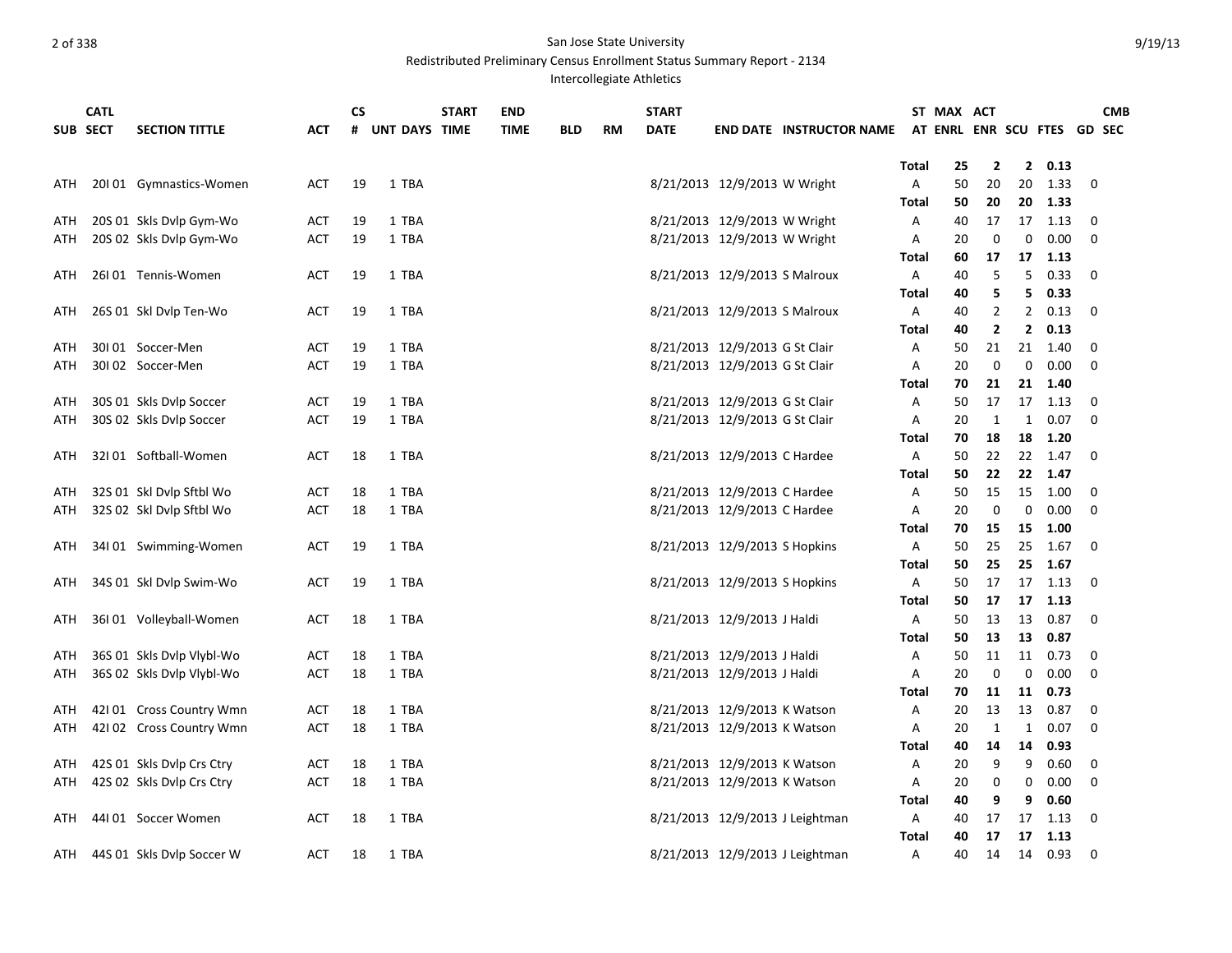San Jose State University

Redistributed Preliminary Census Enrollment Status Summary Report - 2134

Intercollegiate Athletics

| SUB | CATL SECT | SECTION TITTLE | ACT | CS # | UNT | DAYS | START TIME | END TIME | BLD | RM | START DATE | END DATE | INSTRUCTOR NAME | ST AT | MAX ENRL | ACT ENR | SCU | FTES | GD | CMB SEC |
|---|---|---|---|---|---|---|---|---|---|---|---|---|---|---|---|---|---|---|---|---|
| | | | | | | | | | | | | | | **Total** | **25** | **2** | **2** | **0.13** | | |
| ATH | 20I 01 | Gymnastics-Women | ACT | 19 | 1 | TBA | | | | | 8/21/2013 | 12/9/2013 | W Wright | A | 50 | 20 | 20 | 1.33 | 0 | |
| | | | | | | | | | | | | | | **Total** | **50** | **20** | **20** | **1.33** | | |
| ATH | 20S 01 | Skls Dvlp Gym-Wo | ACT | 19 | 1 | TBA | | | | | 8/21/2013 | 12/9/2013 | W Wright | A | 40 | 17 | 17 | 1.13 | 0 | |
| ATH | 20S 02 | Skls Dvlp Gym-Wo | ACT | 19 | 1 | TBA | | | | | 8/21/2013 | 12/9/2013 | W Wright | A | 20 | 0 | 0 | 0.00 | 0 | |
| | | | | | | | | | | | | | | **Total** | **60** | **17** | **17** | **1.13** | | |
| ATH | 26I 01 | Tennis-Women | ACT | 19 | 1 | TBA | | | | | 8/21/2013 | 12/9/2013 | S Malroux | A | 40 | 5 | 5 | 0.33 | 0 | |
| | | | | | | | | | | | | | | **Total** | **40** | **5** | **5** | **0.33** | | |
| ATH | 26S 01 | Skl Dvlp Ten-Wo | ACT | 19 | 1 | TBA | | | | | 8/21/2013 | 12/9/2013 | S Malroux | A | 40 | 2 | 2 | 0.13 | 0 | |
| | | | | | | | | | | | | | | **Total** | **40** | **2** | **2** | **0.13** | | |
| ATH | 30I 01 | Soccer-Men | ACT | 19 | 1 | TBA | | | | | 8/21/2013 | 12/9/2013 | G St Clair | A | 50 | 21 | 21 | 1.40 | 0 | |
| ATH | 30I 02 | Soccer-Men | ACT | 19 | 1 | TBA | | | | | 8/21/2013 | 12/9/2013 | G St Clair | A | 20 | 0 | 0 | 0.00 | 0 | |
| | | | | | | | | | | | | | | **Total** | **70** | **21** | **21** | **1.40** | | |
| ATH | 30S 01 | Skls Dvlp Soccer | ACT | 19 | 1 | TBA | | | | | 8/21/2013 | 12/9/2013 | G St Clair | A | 50 | 17 | 17 | 1.13 | 0 | |
| ATH | 30S 02 | Skls Dvlp Soccer | ACT | 19 | 1 | TBA | | | | | 8/21/2013 | 12/9/2013 | G St Clair | A | 20 | 1 | 1 | 0.07 | 0 | |
| | | | | | | | | | | | | | | **Total** | **70** | **18** | **18** | **1.20** | | |
| ATH | 32I 01 | Softball-Women | ACT | 18 | 1 | TBA | | | | | 8/21/2013 | 12/9/2013 | C Hardee | A | 50 | 22 | 22 | 1.47 | 0 | |
| | | | | | | | | | | | | | | **Total** | **50** | **22** | **22** | **1.47** | | |
| ATH | 32S 01 | Skl Dvlp Sftbl Wo | ACT | 18 | 1 | TBA | | | | | 8/21/2013 | 12/9/2013 | C Hardee | A | 50 | 15 | 15 | 1.00 | 0 | |
| ATH | 32S 02 | Skl Dvlp Sftbl Wo | ACT | 18 | 1 | TBA | | | | | 8/21/2013 | 12/9/2013 | C Hardee | A | 20 | 0 | 0 | 0.00 | 0 | |
| | | | | | | | | | | | | | | **Total** | **70** | **15** | **15** | **1.00** | | |
| ATH | 34I 01 | Swimming-Women | ACT | 19 | 1 | TBA | | | | | 8/21/2013 | 12/9/2013 | S Hopkins | A | 50 | 25 | 25 | 1.67 | 0 | |
| | | | | | | | | | | | | | | **Total** | **50** | **25** | **25** | **1.67** | | |
| ATH | 34S 01 | Skl Dvlp Swim-Wo | ACT | 19 | 1 | TBA | | | | | 8/21/2013 | 12/9/2013 | S Hopkins | A | 50 | 17 | 17 | 1.13 | 0 | |
| | | | | | | | | | | | | | | **Total** | **50** | **17** | **17** | **1.13** | | |
| ATH | 36I 01 | Volleyball-Women | ACT | 18 | 1 | TBA | | | | | 8/21/2013 | 12/9/2013 | J Haldi | A | 50 | 13 | 13 | 0.87 | 0 | |
| | | | | | | | | | | | | | | **Total** | **50** | **13** | **13** | **0.87** | | |
| ATH | 36S 01 | Skls Dvlp Vlybl-Wo | ACT | 18 | 1 | TBA | | | | | 8/21/2013 | 12/9/2013 | J Haldi | A | 50 | 11 | 11 | 0.73 | 0 | |
| ATH | 36S 02 | Skls Dvlp Vlybl-Wo | ACT | 18 | 1 | TBA | | | | | 8/21/2013 | 12/9/2013 | J Haldi | A | 20 | 0 | 0 | 0.00 | 0 | |
| | | | | | | | | | | | | | | **Total** | **70** | **11** | **11** | **0.73** | | |
| ATH | 42I 01 | Cross Country Wmn | ACT | 18 | 1 | TBA | | | | | 8/21/2013 | 12/9/2013 | K Watson | A | 20 | 13 | 13 | 0.87 | 0 | |
| ATH | 42I 02 | Cross Country Wmn | ACT | 18 | 1 | TBA | | | | | 8/21/2013 | 12/9/2013 | K Watson | A | 20 | 1 | 1 | 0.07 | 0 | |
| | | | | | | | | | | | | | | **Total** | **40** | **14** | **14** | **0.93** | | |
| ATH | 42S 01 | Skls Dvlp Crs Ctry | ACT | 18 | 1 | TBA | | | | | 8/21/2013 | 12/9/2013 | K Watson | A | 20 | 9 | 9 | 0.60 | 0 | |
| ATH | 42S 02 | Skls Dvlp Crs Ctry | ACT | 18 | 1 | TBA | | | | | 8/21/2013 | 12/9/2013 | K Watson | A | 20 | 0 | 0 | 0.00 | 0 | |
| | | | | | | | | | | | | | | **Total** | **40** | **9** | **9** | **0.60** | | |
| ATH | 44I 01 | Soccer Women | ACT | 18 | 1 | TBA | | | | | 8/21/2013 | 12/9/2013 | J Leightman | A | 40 | 17 | 17 | 1.13 | 0 | |
| | | | | | | | | | | | | | | **Total** | **40** | **17** | **17** | **1.13** | | |
| ATH | 44S 01 | Skls Dvlp Soccer W | ACT | 18 | 1 | TBA | | | | | 8/21/2013 | 12/9/2013 | J Leightman | A | 40 | 14 | 14 | 0.93 | 0 | |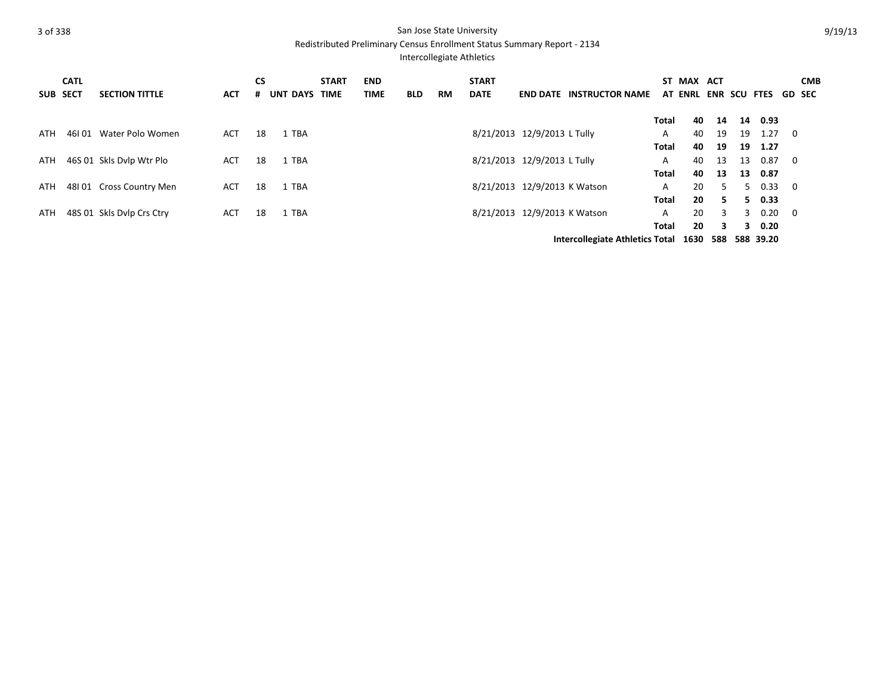San Jose State University

Redistributed Preliminary Census Enrollment Status Summary Report - 2134

Intercollegiate Athletics

| SUB | CATL SECT | SECTION TITTLE | ACT | CS # | UNT | DAYS | START TIME | END TIME | BLD | RM | START DATE | END DATE | INSTRUCTOR NAME | ST AT | MAX ENRL | ACT ENR | SCU | FTES | GD | CMB SEC |
|---|---|---|---|---|---|---|---|---|---|---|---|---|---|---|---|---|---|---|---|---|
| | | | | | | | | | | | | | | **Total** | **40** | **14** | **14** | **0.93** | | |
| ATH | 46I 01 | Water Polo Women | ACT | 18 | 1 | TBA | | | | | 8/21/2013 | 12/9/2013 | L Tully | A | 40 | 19 | 19 | 1.27 | 0 | |
| | | | | | | | | | | | | | | **Total** | **40** | **19** | **19** | **1.27** | | |
| ATH | 46S 01 | Skls Dvlp Wtr Plo | ACT | 18 | 1 | TBA | | | | | 8/21/2013 | 12/9/2013 | L Tully | A | 40 | 13 | 13 | 0.87 | 0 | |
| | | | | | | | | | | | | | | **Total** | **40** | **13** | **13** | **0.87** | | |
| ATH | 48I 01 | Cross Country Men | ACT | 18 | 1 | TBA | | | | | 8/21/2013 | 12/9/2013 | K Watson | A | 20 | 5 | 5 | 0.33 | 0 | |
| | | | | | | | | | | | | | | **Total** | **20** | **5** | **5** | **0.33** | | |
| ATH | 48S 01 | Skls Dvlp Crs Ctry | ACT | 18 | 1 | TBA | | | | | 8/21/2013 | 12/9/2013 | K Watson | A | 20 | 3 | 3 | 0.20 | 0 | |
| | | | | | | | | | | | | | | **Total** | **20** | **3** | **3** | **0.20** | | |
| | | | | | | | | | | | | | **Intercollegiate Athletics** | **Total** | **1630** | **588** | **588** | **39.20** | | |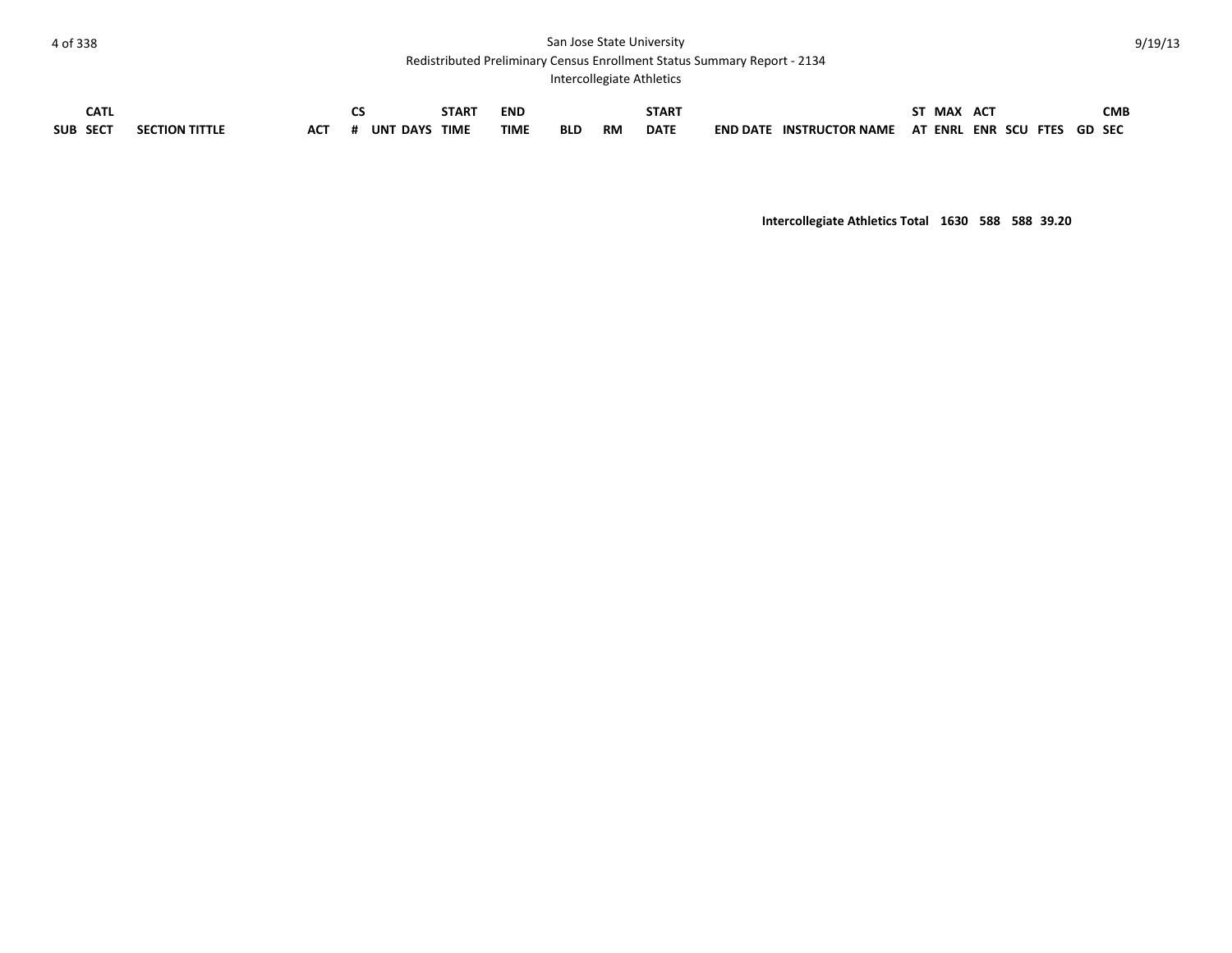| SUB | CATL SECT | SECTION TITTLE | ACT | CS # | UNT | DAYS | START TIME | END TIME | BLD | RM | START DATE | END DATE | INSTRUCTOR NAME | ST AT | MAX ENRL | ACT ENR | SCU | FTES | GD | CMB SEC |
|---|---|---|---|---|---|---|---|---|---|---|---|---|---|---|---|---|---|---|---|---|
| | | | | | | | | | | | | | **Intercollegiate Athletics Total** | | **1630** | **588** | **588** | **39.20** | | |